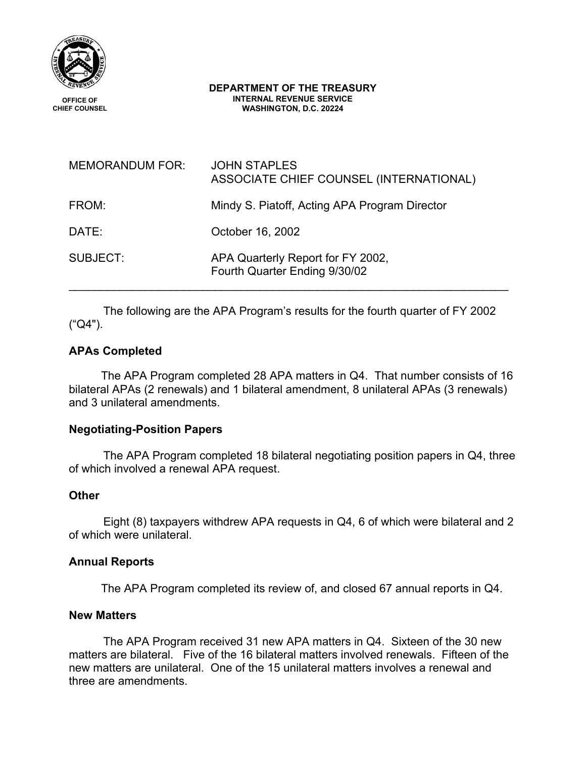**OFFICE OF CHIEF COUNSEL**

**DEPARTMENT OF THE TREASURY**
**INTERNAL REVENUE SERVICE**
**WASHINGTON, D.C. 20224**

MEMORANDUM FOR: JOHN STAPLES
ASSOCIATE CHIEF COUNSEL (INTERNATIONAL)

FROM: Mindy S. Piatoff, Acting APA Program Director

DATE: October 16, 2002

SUBJECT: APA Quarterly Report for FY 2002, Fourth Quarter Ending 9/30/02

---

The following are the APA Program's results for the fourth quarter of FY 2002 ("Q4").

**APAs Completed**

The APA Program completed 28 APA matters in Q4. That number consists of 16 bilateral APAs (2 renewals) and 1 bilateral amendment, 8 unilateral APAs (3 renewals) and 3 unilateral amendments.

**Negotiating-Position Papers**

The APA Program completed 18 bilateral negotiating position papers in Q4, three of which involved a renewal APA request.

**Other**

Eight (8) taxpayers withdrew APA requests in Q4, 6 of which were bilateral and 2 of which were unilateral.

**Annual Reports**

The APA Program completed its review of, and closed 67 annual reports in Q4.

**New Matters**

The APA Program received 31 new APA matters in Q4. Sixteen of the 30 new matters are bilateral. Five of the 16 bilateral matters involved renewals. Fifteen of the new matters are unilateral. One of the 15 unilateral matters involves a renewal and three are amendments.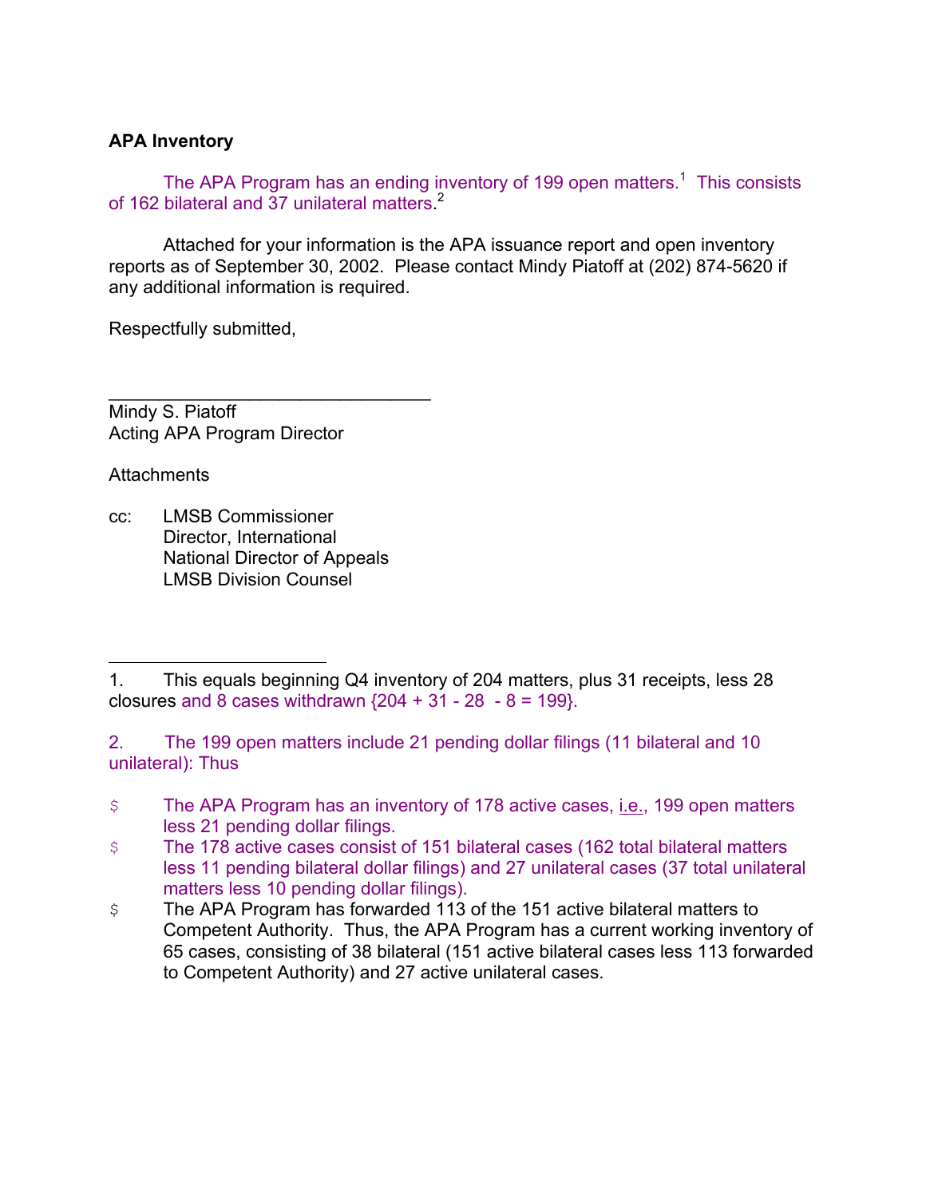**APA Inventory**

The APA Program has an ending inventory of 199 open matters.[1] This consists of 162 bilateral and 37 unilateral matters.[2]

Attached for your information is the APA issuance report and open inventory reports as of September 30, 2002. Please contact Mindy Piatoff at (202) 874-5620 if any additional information is required.

Respectfully submitted,

_______________________________
Mindy S. Piatoff
Acting APA Program Director

Attachments

cc: LMSB Commissioner
Director, International
National Director of Appeals
LMSB Division Counsel

---

1. This equals beginning Q4 inventory of 204 matters, plus 31 receipts, less 28 closures and 8 cases withdrawn {204 + 31 - 28 - 8 = 199}.

2. The 199 open matters include 21 pending dollar filings (11 bilateral and 10 unilateral): Thus

- The APA Program has an inventory of 178 active cases, i.e., 199 open matters less 21 pending dollar filings.
- The 178 active cases consist of 151 bilateral cases (162 total bilateral matters less 11 pending bilateral dollar filings) and 27 unilateral cases (37 total unilateral matters less 10 pending dollar filings).
- The APA Program has forwarded 113 of the 151 active bilateral matters to Competent Authority. Thus, the APA Program has a current working inventory of 65 cases, consisting of 38 bilateral (151 active bilateral cases less 113 forwarded to Competent Authority) and 27 active unilateral cases.